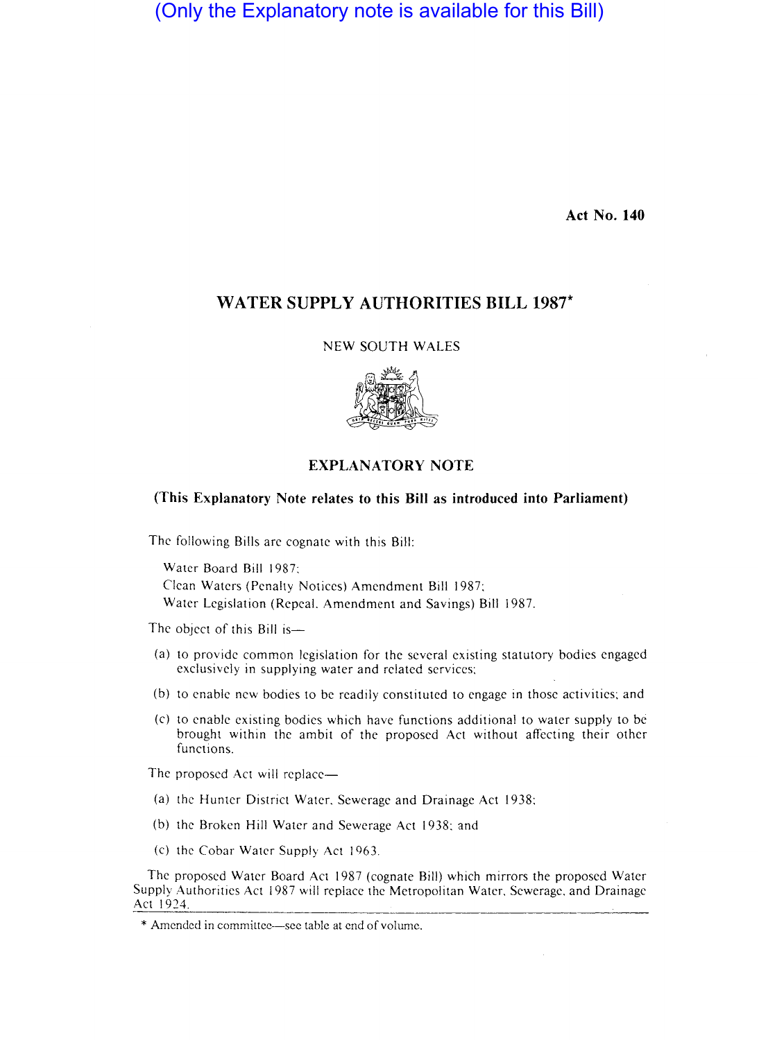(Only the Explanatory note is available for this Bill)

**Act No. 140**

# WATER SUPPLY AUTHORITIES BILL 1987*

NEW SOUTH WALES

## EXPLANATORY NOTE

**(This Explanatory Note relates to this Bill as introduced into Parliament)**

The following Bills are cognate with this Bill:

Water Board Bill 1987;
Clean Waters (Penalty Notices) Amendment Bill 1987;
Water Legislation (Repeal, Amendment and Savings) Bill 1987.

The object of this Bill is—

(a) to provide common legislation for the several existing statutory bodies engaged exclusively in supplying water and related services;

(b) to enable new bodies to be readily constituted to engage in those activities; and

(c) to enable existing bodies which have functions additional to water supply to be brought within the ambit of the proposed Act without affecting their other functions.

The proposed Act will replace—

(a) the Hunter District Water, Sewerage and Drainage Act 1938;

(b) the Broken Hill Water and Sewerage Act 1938; and

(c) the Cobar Water Supply Act 1963.

The proposed Water Board Act 1987 (cognate Bill) which mirrors the proposed Water Supply Authorities Act 1987 will replace the Metropolitan Water, Sewerage, and Drainage Act 1924.

\* Amended in committee—see table at end of volume.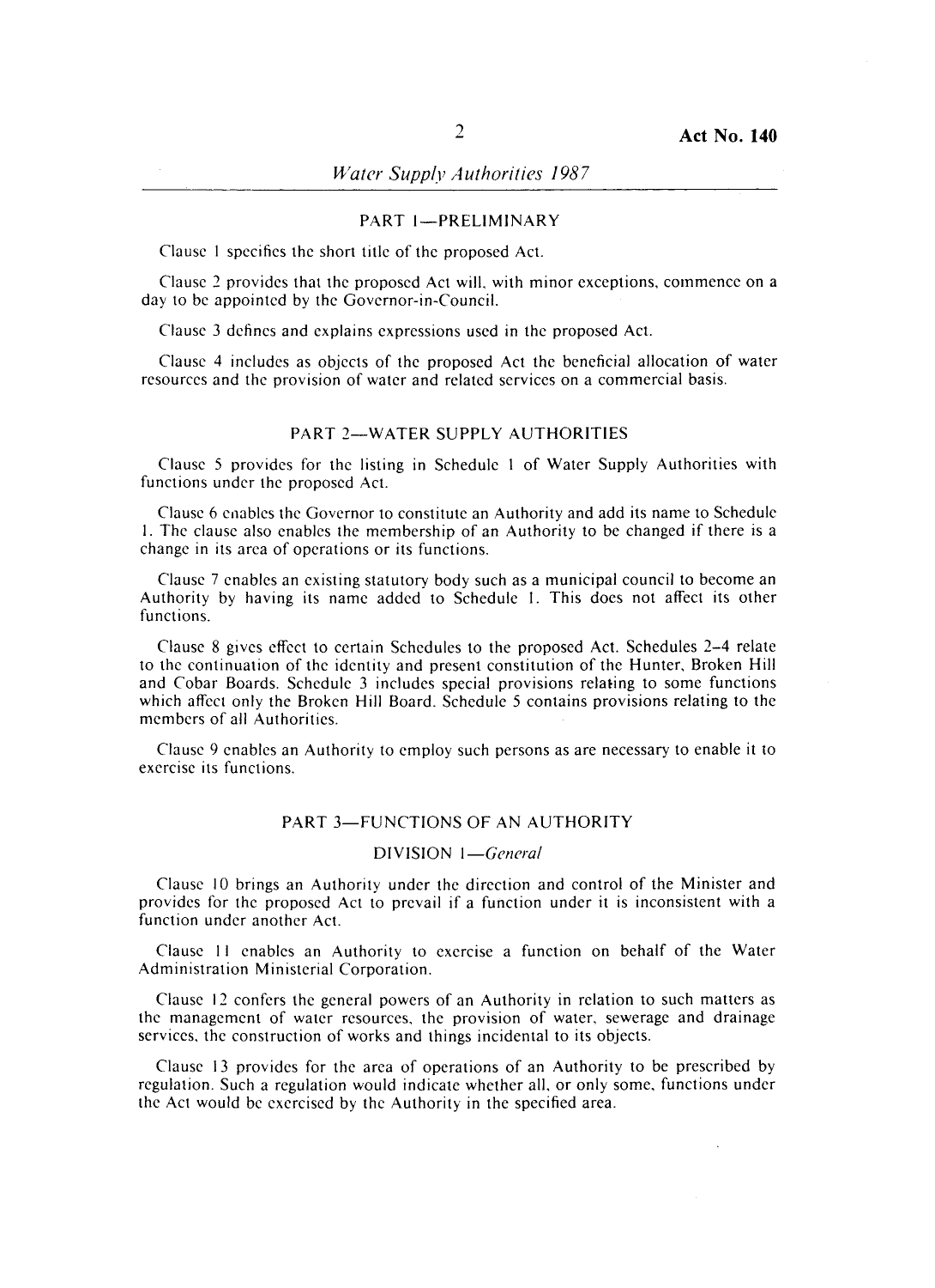## PART 1—PRELIMINARY

Clause 1 specifies the short title of the proposed Act.

Clause 2 provides that the proposed Act will, with minor exceptions, commence on a day to be appointed by the Governor-in-Council.

Clause 3 defines and explains expressions used in the proposed Act.

Clause 4 includes as objects of the proposed Act the beneficial allocation of water resources and the provision of water and related services on a commercial basis.

## PART 2—WATER SUPPLY AUTHORITIES

Clause 5 provides for the listing in Schedule 1 of Water Supply Authorities with functions under the proposed Act.

Clause 6 enables the Governor to constitute an Authority and add its name to Schedule 1. The clause also enables the membership of an Authority to be changed if there is a change in its area of operations or its functions.

Clause 7 enables an existing statutory body such as a municipal council to become an Authority by having its name added to Schedule 1. This does not affect its other functions.

Clause 8 gives effect to certain Schedules to the proposed Act. Schedules 2–4 relate to the continuation of the identity and present constitution of the Hunter, Broken Hill and Cobar Boards. Schedule 3 includes special provisions relating to some functions which affect only the Broken Hill Board. Schedule 5 contains provisions relating to the members of all Authorities.

Clause 9 enables an Authority to employ such persons as are necessary to enable it to exercise its functions.

## PART 3—FUNCTIONS OF AN AUTHORITY

### DIVISION 1—*General*

Clause 10 brings an Authority under the direction and control of the Minister and provides for the proposed Act to prevail if a function under it is inconsistent with a function under another Act.

Clause 11 enables an Authority to exercise a function on behalf of the Water Administration Ministerial Corporation.

Clause 12 confers the general powers of an Authority in relation to such matters as the management of water resources, the provision of water, sewerage and drainage services, the construction of works and things incidental to its objects.

Clause 13 provides for the area of operations of an Authority to be prescribed by regulation. Such a regulation would indicate whether all, or only some, functions under the Act would be exercised by the Authority in the specified area.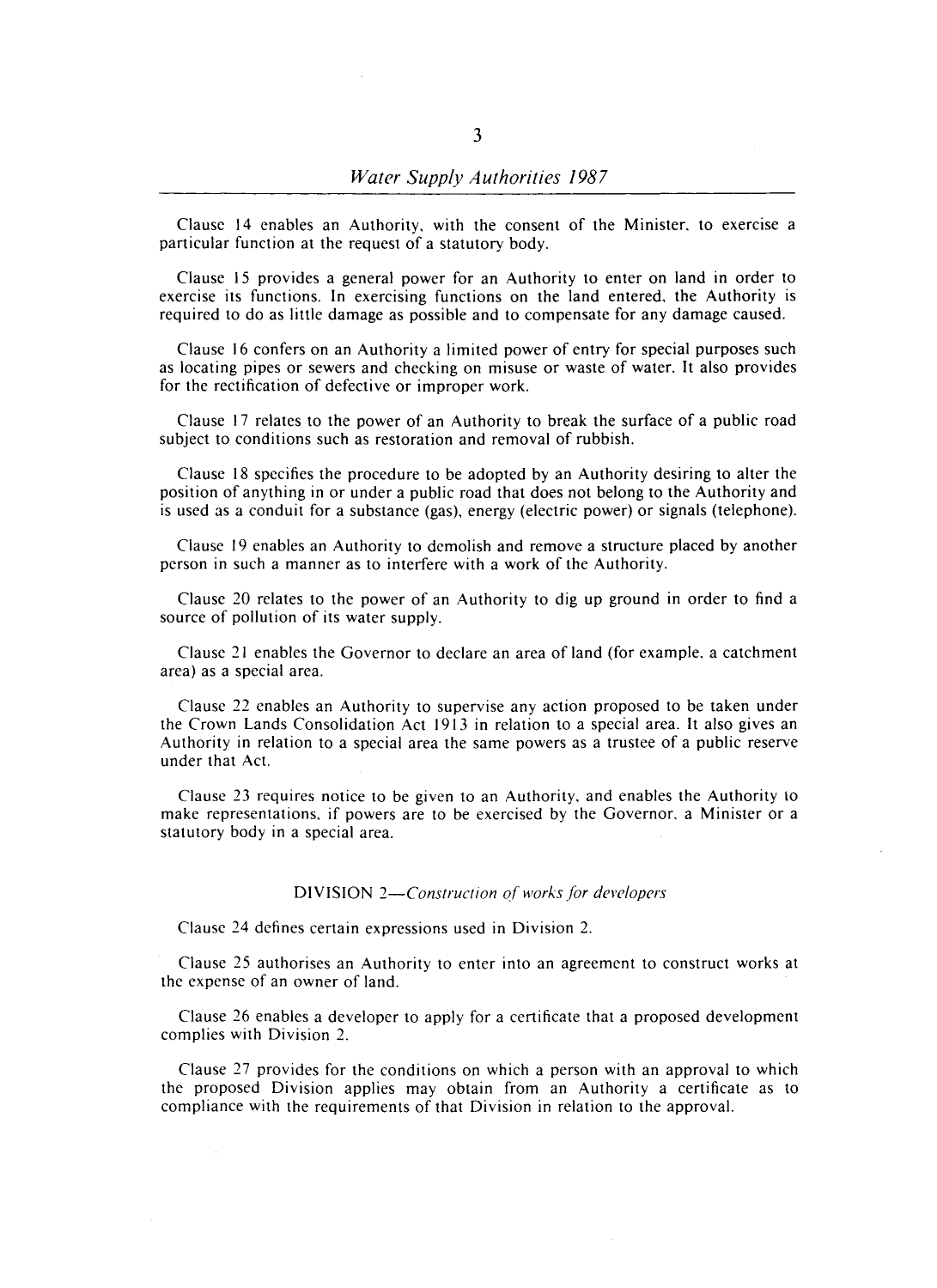Clause 14 enables an Authority, with the consent of the Minister, to exercise a particular function at the request of a statutory body.

Clause 15 provides a general power for an Authority to enter on land in order to exercise its functions. In exercising functions on the land entered, the Authority is required to do as little damage as possible and to compensate for any damage caused.

Clause 16 confers on an Authority a limited power of entry for special purposes such as locating pipes or sewers and checking on misuse or waste of water. It also provides for the rectification of defective or improper work.

Clause 17 relates to the power of an Authority to break the surface of a public road subject to conditions such as restoration and removal of rubbish.

Clause 18 specifies the procedure to be adopted by an Authority desiring to alter the position of anything in or under a public road that does not belong to the Authority and is used as a conduit for a substance (gas), energy (electric power) or signals (telephone).

Clause 19 enables an Authority to demolish and remove a structure placed by another person in such a manner as to interfere with a work of the Authority.

Clause 20 relates to the power of an Authority to dig up ground in order to find a source of pollution of its water supply.

Clause 21 enables the Governor to declare an area of land (for example, a catchment area) as a special area.

Clause 22 enables an Authority to supervise any action proposed to be taken under the Crown Lands Consolidation Act 1913 in relation to a special area. It also gives an Authority in relation to a special area the same powers as a trustee of a public reserve under that Act.

Clause 23 requires notice to be given to an Authority, and enables the Authority to make representations, if powers are to be exercised by the Governor, a Minister or a statutory body in a special area.

## DIVISION 2—*Construction of works for developers*

Clause 24 defines certain expressions used in Division 2.

Clause 25 authorises an Authority to enter into an agreement to construct works at the expense of an owner of land.

Clause 26 enables a developer to apply for a certificate that a proposed development complies with Division 2.

Clause 27 provides for the conditions on which a person with an approval to which the proposed Division applies may obtain from an Authority a certificate as to compliance with the requirements of that Division in relation to the approval.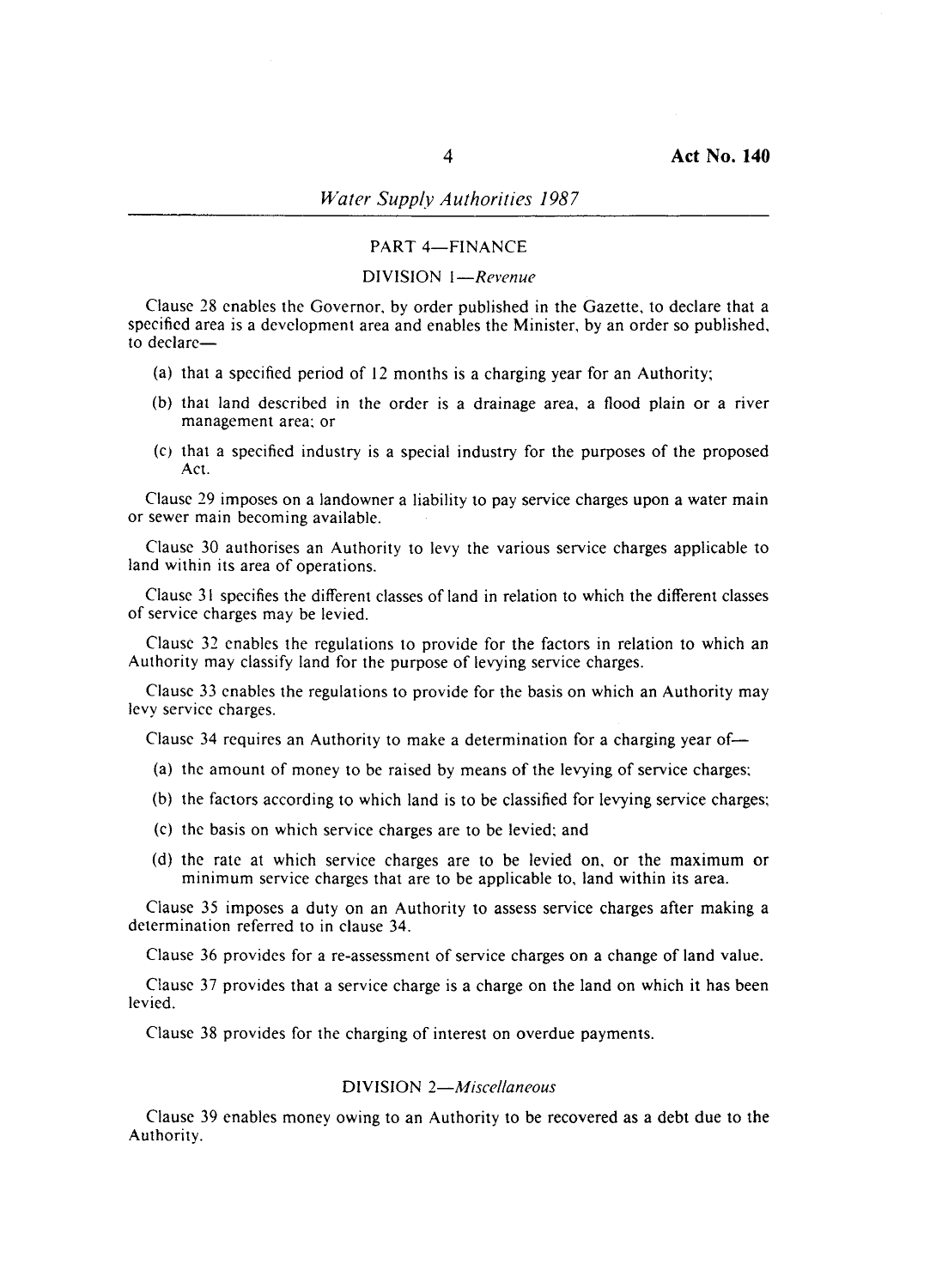## PART 4—FINANCE

### DIVISION 1—*Revenue*

Clause 28 enables the Governor, by order published in the Gazette, to declare that a specified area is a development area and enables the Minister, by an order so published, to declare—

(a) that a specified period of 12 months is a charging year for an Authority;

(b) that land described in the order is a drainage area, a flood plain or a river management area; or

(c) that a specified industry is a special industry for the purposes of the proposed Act.

Clause 29 imposes on a landowner a liability to pay service charges upon a water main or sewer main becoming available.

Clause 30 authorises an Authority to levy the various service charges applicable to land within its area of operations.

Clause 31 specifies the different classes of land in relation to which the different classes of service charges may be levied.

Clause 32 enables the regulations to provide for the factors in relation to which an Authority may classify land for the purpose of levying service charges.

Clause 33 enables the regulations to provide for the basis on which an Authority may levy service charges.

Clause 34 requires an Authority to make a determination for a charging year of—

(a) the amount of money to be raised by means of the levying of service charges;

(b) the factors according to which land is to be classified for levying service charges;

(c) the basis on which service charges are to be levied; and

(d) the rate at which service charges are to be levied on, or the maximum or minimum service charges that are to be applicable to, land within its area.

Clause 35 imposes a duty on an Authority to assess service charges after making a determination referred to in clause 34.

Clause 36 provides for a re-assessment of service charges on a change of land value.

Clause 37 provides that a service charge is a charge on the land on which it has been levied.

Clause 38 provides for the charging of interest on overdue payments.

### DIVISION 2—*Miscellaneous*

Clause 39 enables money owing to an Authority to be recovered as a debt due to the Authority.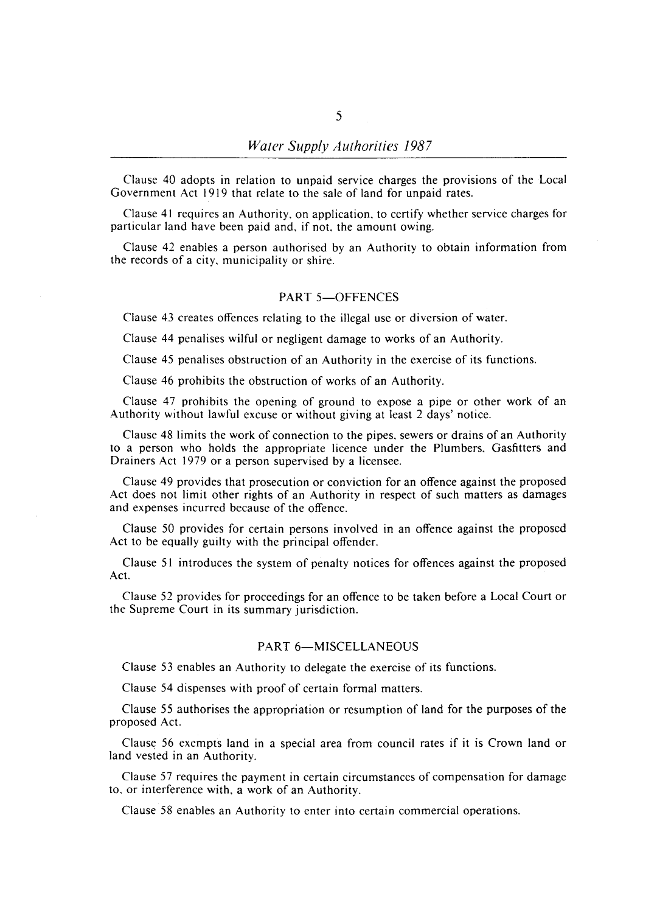Clause 40 adopts in relation to unpaid service charges the provisions of the Local Government Act 1919 that relate to the sale of land for unpaid rates.

Clause 41 requires an Authority, on application, to certify whether service charges for particular land have been paid and, if not, the amount owing.

Clause 42 enables a person authorised by an Authority to obtain information from the records of a city, municipality or shire.

## PART 5—OFFENCES

Clause 43 creates offences relating to the illegal use or diversion of water.

Clause 44 penalises wilful or negligent damage to works of an Authority.

Clause 45 penalises obstruction of an Authority in the exercise of its functions.

Clause 46 prohibits the obstruction of works of an Authority.

Clause 47 prohibits the opening of ground to expose a pipe or other work of an Authority without lawful excuse or without giving at least 2 days' notice.

Clause 48 limits the work of connection to the pipes, sewers or drains of an Authority to a person who holds the appropriate licence under the Plumbers, Gasfitters and Drainers Act 1979 or a person supervised by a licensee.

Clause 49 provides that prosecution or conviction for an offence against the proposed Act does not limit other rights of an Authority in respect of such matters as damages and expenses incurred because of the offence.

Clause 50 provides for certain persons involved in an offence against the proposed Act to be equally guilty with the principal offender.

Clause 51 introduces the system of penalty notices for offences against the proposed Act.

Clause 52 provides for proceedings for an offence to be taken before a Local Court or the Supreme Court in its summary jurisdiction.

## PART 6—MISCELLANEOUS

Clause 53 enables an Authority to delegate the exercise of its functions.

Clause 54 dispenses with proof of certain formal matters.

Clause 55 authorises the appropriation or resumption of land for the purposes of the proposed Act.

Clause 56 exempts land in a special area from council rates if it is Crown land or land vested in an Authority.

Clause 57 requires the payment in certain circumstances of compensation for damage to, or interference with, a work of an Authority.

Clause 58 enables an Authority to enter into certain commercial operations.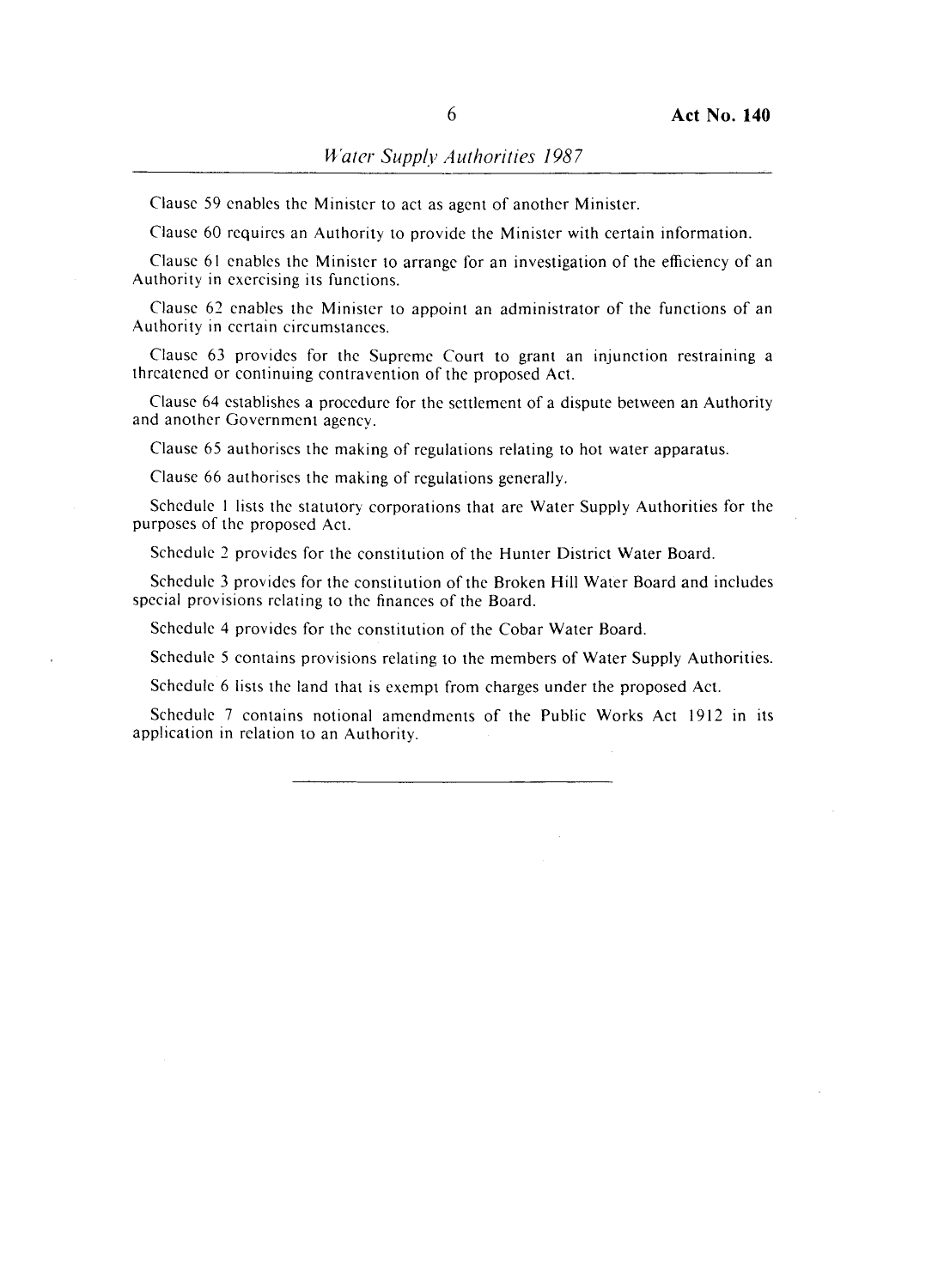Clause 59 enables the Minister to act as agent of another Minister.

Clause 60 requires an Authority to provide the Minister with certain information.

Clause 61 enables the Minister to arrange for an investigation of the efficiency of an Authority in exercising its functions.

Clause 62 enables the Minister to appoint an administrator of the functions of an Authority in certain circumstances.

Clause 63 provides for the Supreme Court to grant an injunction restraining a threatened or continuing contravention of the proposed Act.

Clause 64 establishes a procedure for the settlement of a dispute between an Authority and another Government agency.

Clause 65 authorises the making of regulations relating to hot water apparatus.

Clause 66 authorises the making of regulations generally.

Schedule 1 lists the statutory corporations that are Water Supply Authorities for the purposes of the proposed Act.

Schedule 2 provides for the constitution of the Hunter District Water Board.

Schedule 3 provides for the constitution of the Broken Hill Water Board and includes special provisions relating to the finances of the Board.

Schedule 4 provides for the constitution of the Cobar Water Board.

Schedule 5 contains provisions relating to the members of Water Supply Authorities.

Schedule 6 lists the land that is exempt from charges under the proposed Act.

Schedule 7 contains notional amendments of the Public Works Act 1912 in its application in relation to an Authority.